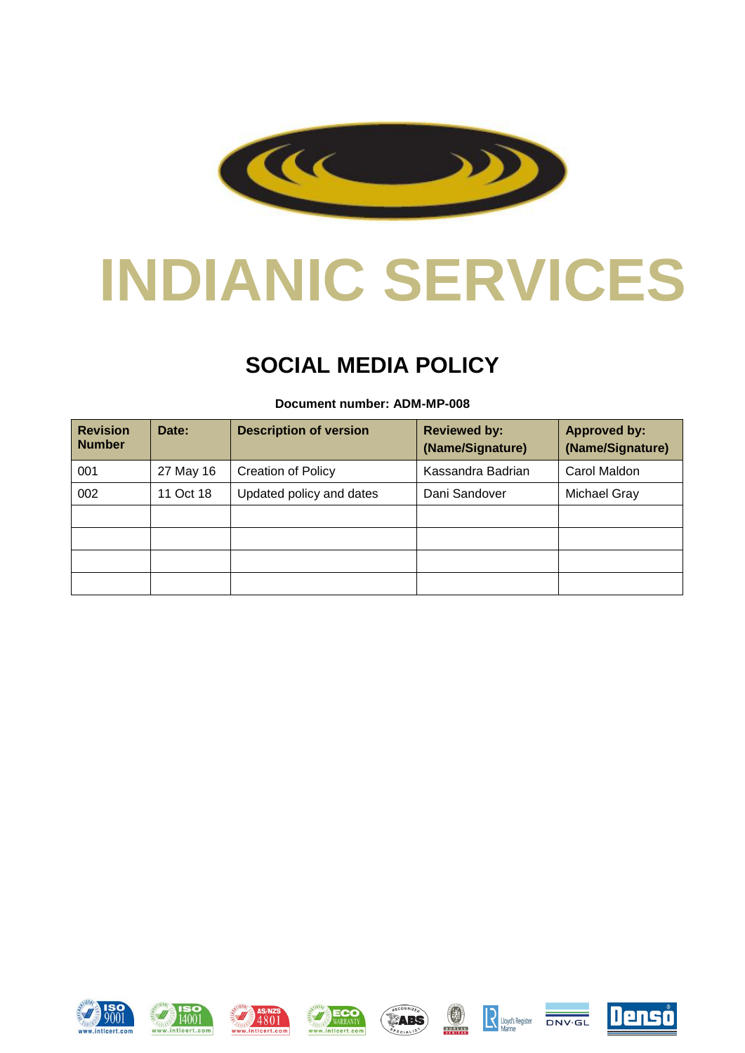# INDIANIC SERVICES

## SOCIAL MEDIA POLICY

**Document number: ADM-MP-008**

| Revision Number | Date: | Description of version | Reviewed by: (Name/Signature) | Approved by: (Name/Signature) |
|---|---|---|---|---|
| 001 | 27 May 16 | Creation of Policy | Kassandra Badrian | Carol Maldon |
| 002 | 11 Oct 18 | Updated policy and dates | Dani Sandover | Michael Gray |
| | | | | |
| | | | | |
| | | | | |
| | | | | |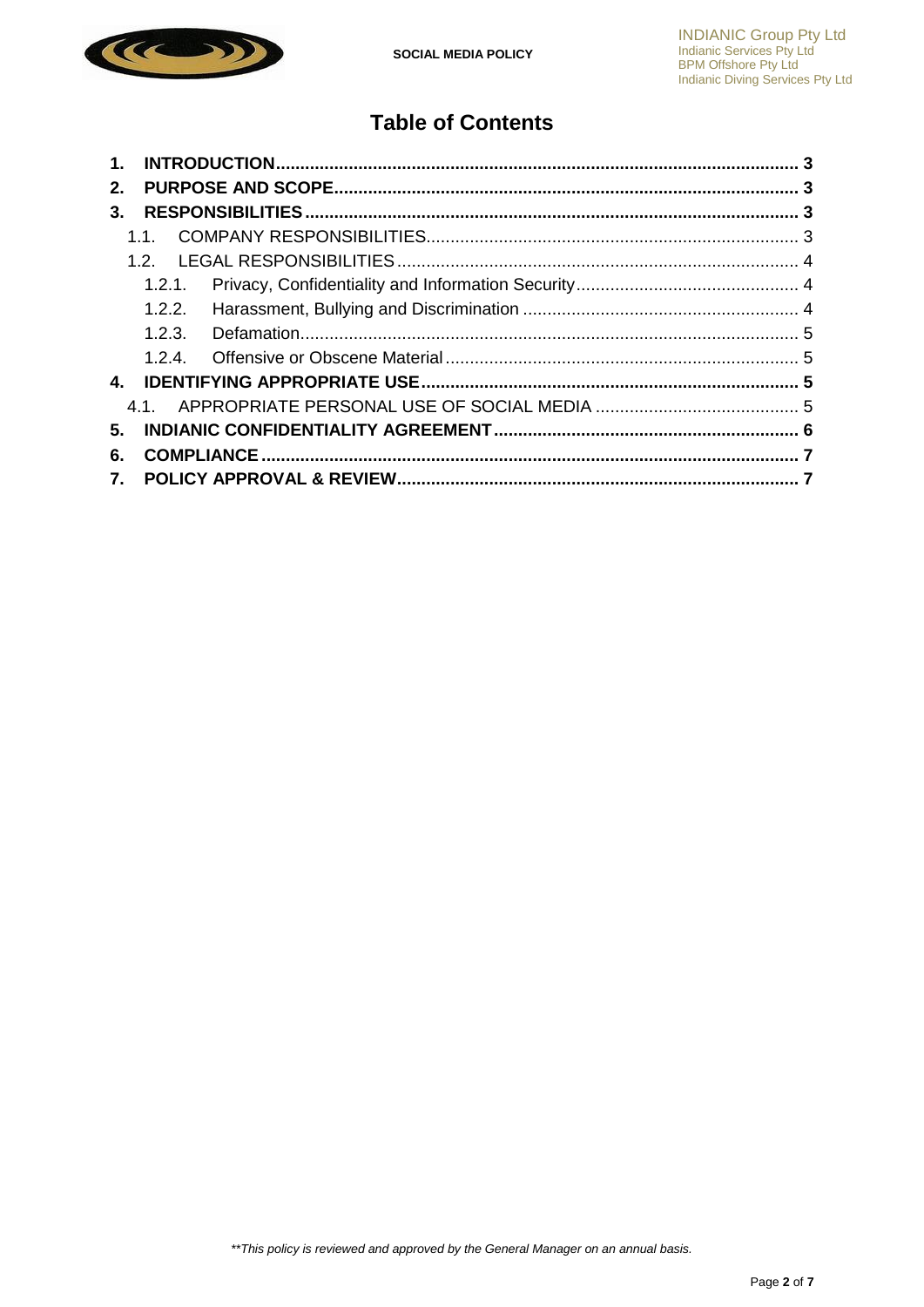# Table of Contents

1. **INTRODUCTION** ..... 3
2. **PURPOSE AND SCOPE** ..... 3
3. **RESPONSIBILITIES** ..... 3
   - 1.1. COMPANY RESPONSIBILITIES ..... 3
   - 1.2. LEGAL RESPONSIBILITIES ..... 4
     - 1.2.1. Privacy, Confidentiality and Information Security ..... 4
     - 1.2.2. Harassment, Bullying and Discrimination ..... 4
     - 1.2.3. Defamation ..... 5
     - 1.2.4. Offensive or Obscene Material ..... 5
4. **IDENTIFYING APPROPRIATE USE** ..... 5
   - 4.1. APPROPRIATE PERSONAL USE OF SOCIAL MEDIA ..... 5
5. **INDIANIC CONFIDENTIALITY AGREEMENT** ..... 6
6. **COMPLIANCE** ..... 7
7. **POLICY APPROVAL & REVIEW** ..... 7

*\*\*This policy is reviewed and approved by the General Manager on an annual basis.*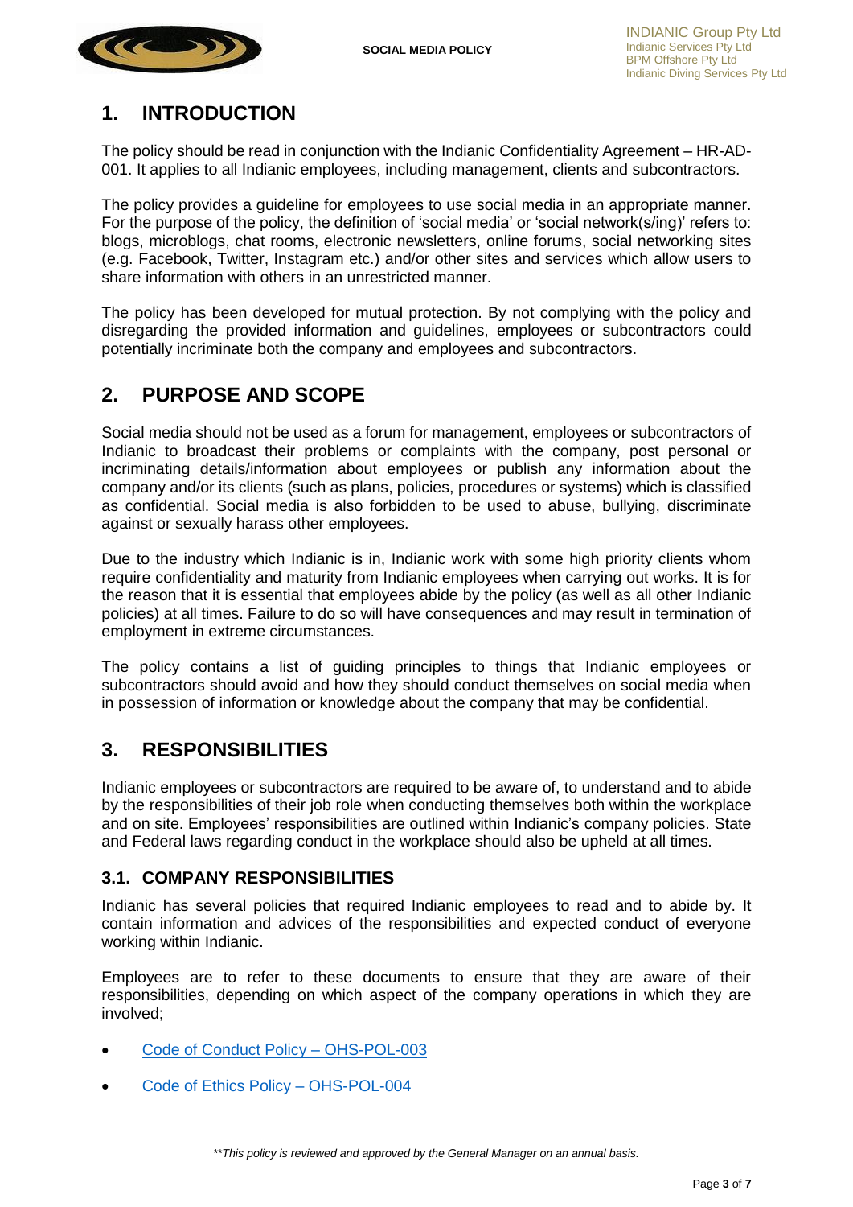# 1. INTRODUCTION

The policy should be read in conjunction with the Indianic Confidentiality Agreement – HR-AD-001. It applies to all Indianic employees, including management, clients and subcontractors.

The policy provides a guideline for employees to use social media in an appropriate manner. For the purpose of the policy, the definition of 'social media' or 'social network(s/ing)' refers to: blogs, microblogs, chat rooms, electronic newsletters, online forums, social networking sites (e.g. Facebook, Twitter, Instagram etc.) and/or other sites and services which allow users to share information with others in an unrestricted manner.

The policy has been developed for mutual protection. By not complying with the policy and disregarding the provided information and guidelines, employees or subcontractors could potentially incriminate both the company and employees and subcontractors.

# 2. PURPOSE AND SCOPE

Social media should not be used as a forum for management, employees or subcontractors of Indianic to broadcast their problems or complaints with the company, post personal or incriminating details/information about employees or publish any information about the company and/or its clients (such as plans, policies, procedures or systems) which is classified as confidential. Social media is also forbidden to be used to abuse, bullying, discriminate against or sexually harass other employees.

Due to the industry which Indianic is in, Indianic work with some high priority clients whom require confidentiality and maturity from Indianic employees when carrying out works. It is for the reason that it is essential that employees abide by the policy (as well as all other Indianic policies) at all times. Failure to do so will have consequences and may result in termination of employment in extreme circumstances.

The policy contains a list of guiding principles to things that Indianic employees or subcontractors should avoid and how they should conduct themselves on social media when in possession of information or knowledge about the company that may be confidential.

# 3. RESPONSIBILITIES

Indianic employees or subcontractors are required to be aware of, to understand and to abide by the responsibilities of their job role when conducting themselves both within the workplace and on site. Employees' responsibilities are outlined within Indianic's company policies. State and Federal laws regarding conduct in the workplace should also be upheld at all times.

## 3.1. COMPANY RESPONSIBILITIES

Indianic has several policies that required Indianic employees to read and to abide by. It contain information and advices of the responsibilities and expected conduct of everyone working within Indianic.

Employees are to refer to these documents to ensure that they are aware of their responsibilities, depending on which aspect of the company operations in which they are involved;

- Code of Conduct Policy – OHS-POL-003
- Code of Ethics Policy – OHS-POL-004

*\*\*This policy is reviewed and approved by the General Manager on an annual basis.*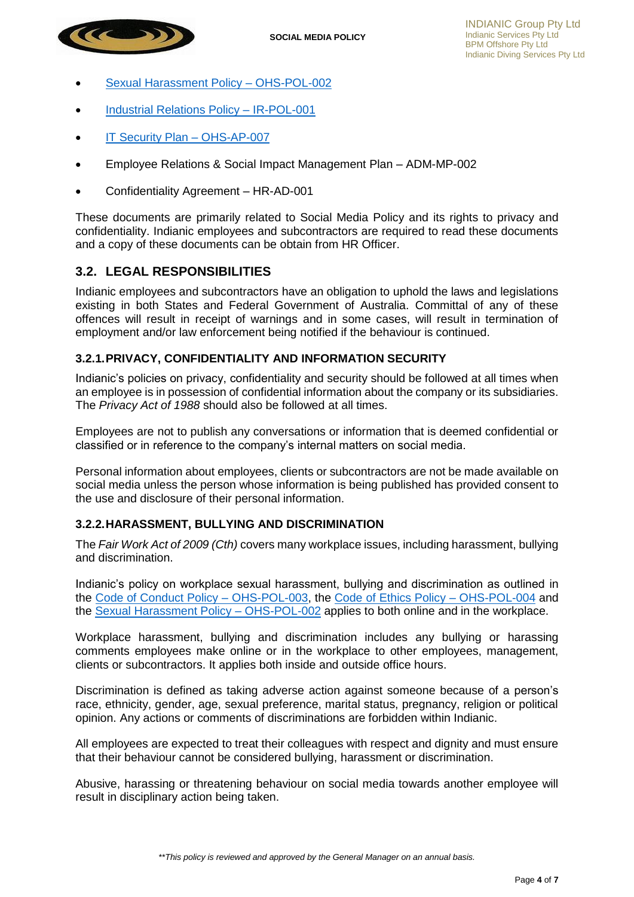- Sexual Harassment Policy – OHS-POL-002
- Industrial Relations Policy – IR-POL-001
- IT Security Plan – OHS-AP-007
- Employee Relations & Social Impact Management Plan – ADM-MP-002
- Confidentiality Agreement – HR-AD-001

These documents are primarily related to Social Media Policy and its rights to privacy and confidentiality. Indianic employees and subcontractors are required to read these documents and a copy of these documents can be obtain from HR Officer.

## 3.2. LEGAL RESPONSIBILITIES

Indianic employees and subcontractors have an obligation to uphold the laws and legislations existing in both States and Federal Government of Australia. Committal of any of these offences will result in receipt of warnings and in some cases, will result in termination of employment and/or law enforcement being notified if the behaviour is continued.

### 3.2.1. PRIVACY, CONFIDENTIALITY AND INFORMATION SECURITY

Indianic's policies on privacy, confidentiality and security should be followed at all times when an employee is in possession of confidential information about the company or its subsidiaries. The *Privacy Act of 1988* should also be followed at all times.

Employees are not to publish any conversations or information that is deemed confidential or classified or in reference to the company's internal matters on social media.

Personal information about employees, clients or subcontractors are not be made available on social media unless the person whose information is being published has provided consent to the use and disclosure of their personal information.

### 3.2.2. HARASSMENT, BULLYING AND DISCRIMINATION

The *Fair Work Act of 2009 (Cth)* covers many workplace issues, including harassment, bullying and discrimination.

Indianic's policy on workplace sexual harassment, bullying and discrimination as outlined in the Code of Conduct Policy – OHS-POL-003, the Code of Ethics Policy – OHS-POL-004 and the Sexual Harassment Policy – OHS-POL-002 applies to both online and in the workplace.

Workplace harassment, bullying and discrimination includes any bullying or harassing comments employees make online or in the workplace to other employees, management, clients or subcontractors. It applies both inside and outside office hours.

Discrimination is defined as taking adverse action against someone because of a person's race, ethnicity, gender, age, sexual preference, marital status, pregnancy, religion or political opinion. Any actions or comments of discriminations are forbidden within Indianic.

All employees are expected to treat their colleagues with respect and dignity and must ensure that their behaviour cannot be considered bullying, harassment or discrimination.

Abusive, harassing or threatening behaviour on social media towards another employee will result in disciplinary action being taken.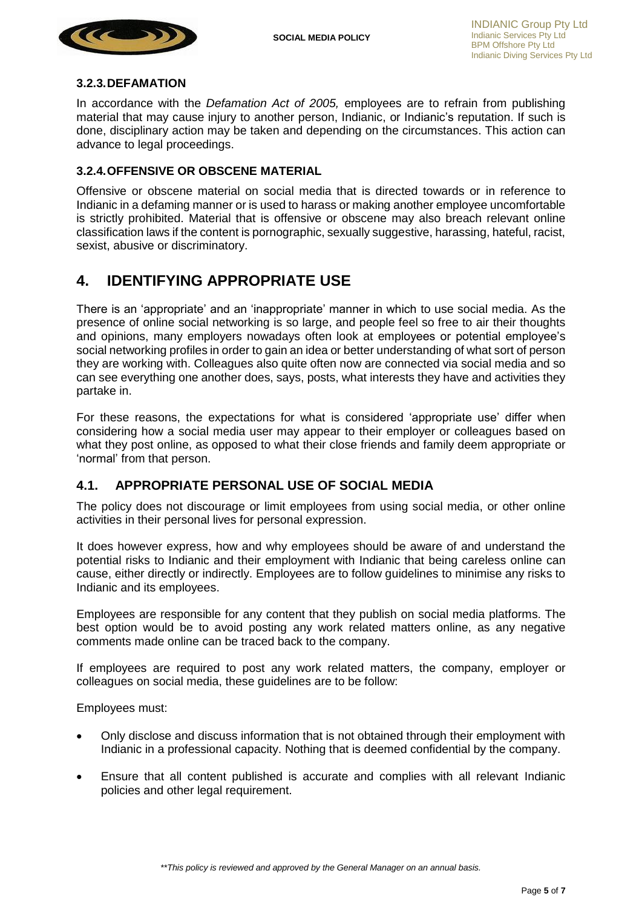### 3.2.3. DEFAMATION

In accordance with the *Defamation Act of 2005,* employees are to refrain from publishing material that may cause injury to another person, Indianic, or Indianic's reputation. If such is done, disciplinary action may be taken and depending on the circumstances. This action can advance to legal proceedings.

### 3.2.4. OFFENSIVE OR OBSCENE MATERIAL

Offensive or obscene material on social media that is directed towards or in reference to Indianic in a defaming manner or is used to harass or making another employee uncomfortable is strictly prohibited. Material that is offensive or obscene may also breach relevant online classification laws if the content is pornographic, sexually suggestive, harassing, hateful, racist, sexist, abusive or discriminatory.

# 4. IDENTIFYING APPROPRIATE USE

There is an 'appropriate' and an 'inappropriate' manner in which to use social media. As the presence of online social networking is so large, and people feel so free to air their thoughts and opinions, many employers nowadays often look at employees or potential employee's social networking profiles in order to gain an idea or better understanding of what sort of person they are working with. Colleagues also quite often now are connected via social media and so can see everything one another does, says, posts, what interests they have and activities they partake in.

For these reasons, the expectations for what is considered 'appropriate use' differ when considering how a social media user may appear to their employer or colleagues based on what they post online, as opposed to what their close friends and family deem appropriate or 'normal' from that person.

## 4.1. APPROPRIATE PERSONAL USE OF SOCIAL MEDIA

The policy does not discourage or limit employees from using social media, or other online activities in their personal lives for personal expression.

It does however express, how and why employees should be aware of and understand the potential risks to Indianic and their employment with Indianic that being careless online can cause, either directly or indirectly. Employees are to follow guidelines to minimise any risks to Indianic and its employees.

Employees are responsible for any content that they publish on social media platforms. The best option would be to avoid posting any work related matters online, as any negative comments made online can be traced back to the company.

If employees are required to post any work related matters, the company, employer or colleagues on social media, these guidelines are to be follow:

Employees must:

- Only disclose and discuss information that is not obtained through their employment with Indianic in a professional capacity. Nothing that is deemed confidential by the company.
- Ensure that all content published is accurate and complies with all relevant Indianic policies and other legal requirement.

*\*\*This policy is reviewed and approved by the General Manager on an annual basis.*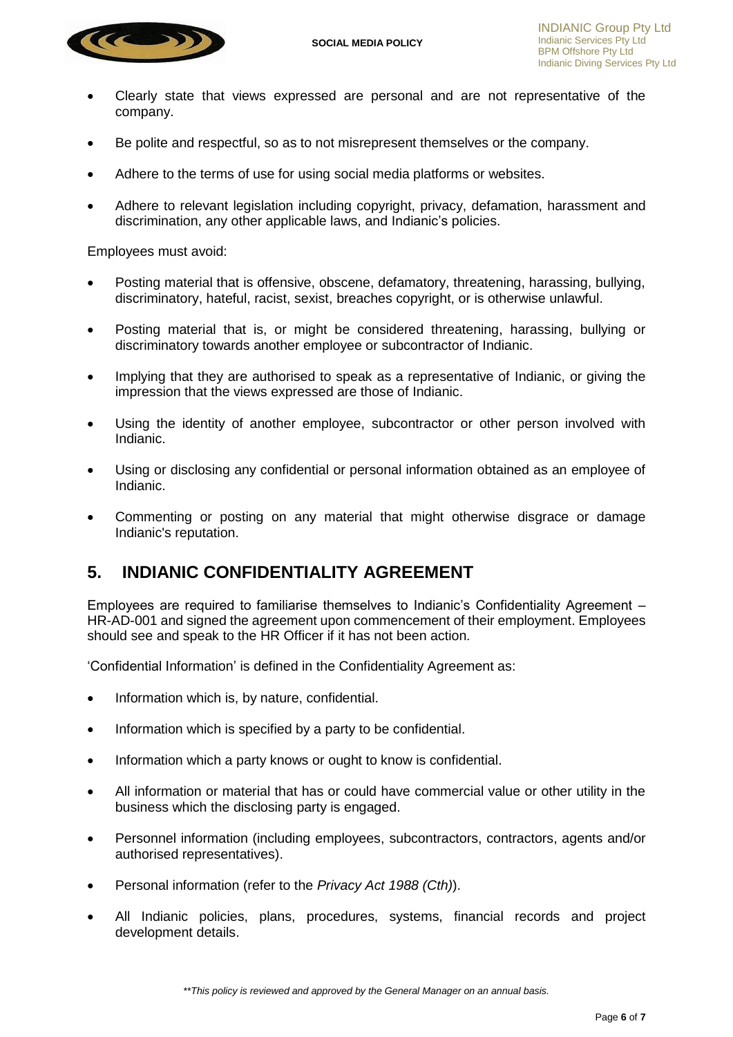- Clearly state that views expressed are personal and are not representative of the company.
- Be polite and respectful, so as to not misrepresent themselves or the company.
- Adhere to the terms of use for using social media platforms or websites.
- Adhere to relevant legislation including copyright, privacy, defamation, harassment and discrimination, any other applicable laws, and Indianic's policies.

Employees must avoid:

- Posting material that is offensive, obscene, defamatory, threatening, harassing, bullying, discriminatory, hateful, racist, sexist, breaches copyright, or is otherwise unlawful.
- Posting material that is, or might be considered threatening, harassing, bullying or discriminatory towards another employee or subcontractor of Indianic.
- Implying that they are authorised to speak as a representative of Indianic, or giving the impression that the views expressed are those of Indianic.
- Using the identity of another employee, subcontractor or other person involved with Indianic.
- Using or disclosing any confidential or personal information obtained as an employee of Indianic.
- Commenting or posting on any material that might otherwise disgrace or damage Indianic's reputation.

## 5. INDIANIC CONFIDENTIALITY AGREEMENT

Employees are required to familiarise themselves to Indianic's Confidentiality Agreement – HR-AD-001 and signed the agreement upon commencement of their employment. Employees should see and speak to the HR Officer if it has not been action.

'Confidential Information' is defined in the Confidentiality Agreement as:

- Information which is, by nature, confidential.
- Information which is specified by a party to be confidential.
- Information which a party knows or ought to know is confidential.
- All information or material that has or could have commercial value or other utility in the business which the disclosing party is engaged.
- Personnel information (including employees, subcontractors, contractors, agents and/or authorised representatives).
- Personal information (refer to the *Privacy Act 1988 (Cth)*).
- All Indianic policies, plans, procedures, systems, financial records and project development details.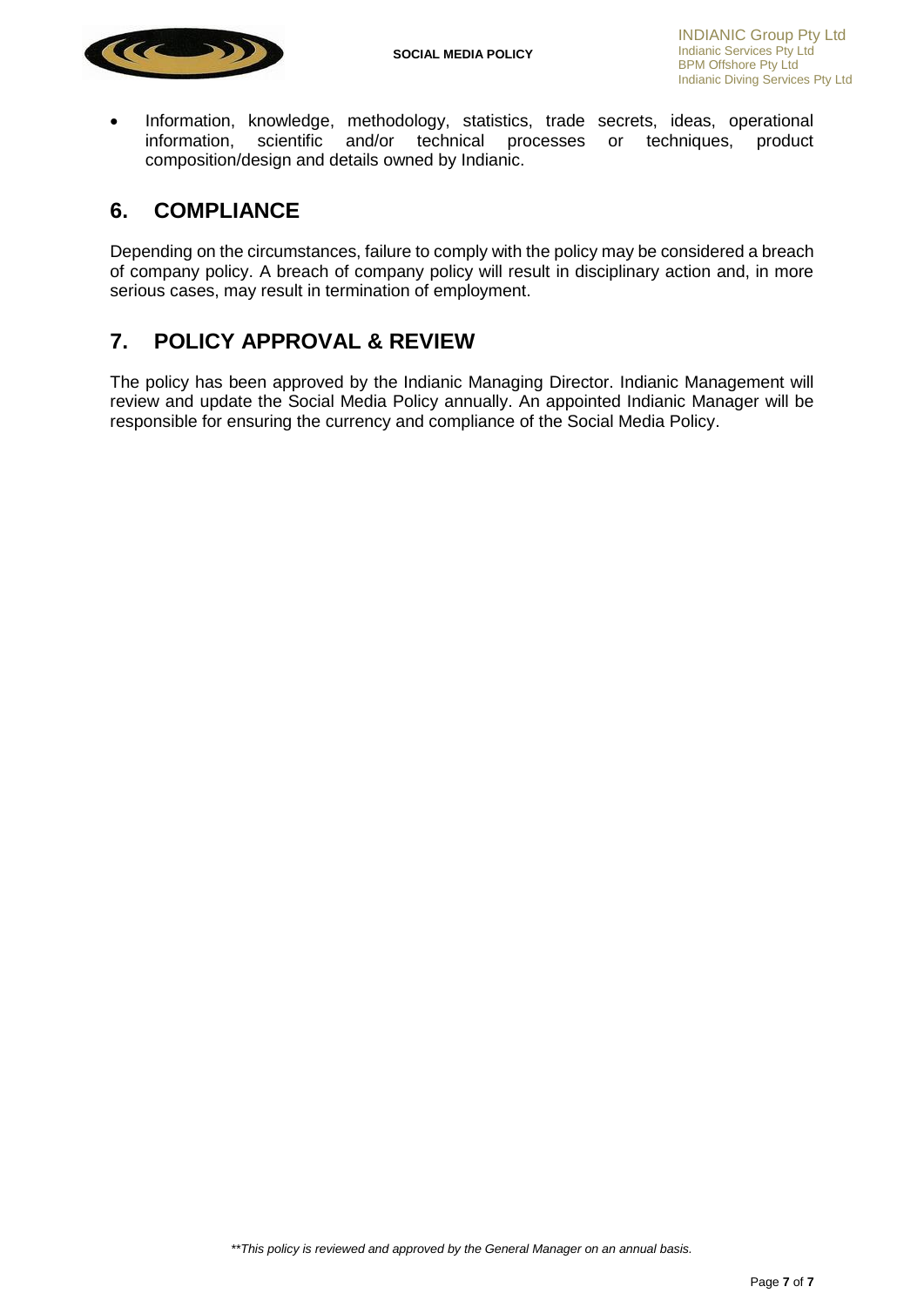- Information, knowledge, methodology, statistics, trade secrets, ideas, operational information, scientific and/or technical processes or techniques, product composition/design and details owned by Indianic.

## 6. COMPLIANCE

Depending on the circumstances, failure to comply with the policy may be considered a breach of company policy. A breach of company policy will result in disciplinary action and, in more serious cases, may result in termination of employment.

## 7. POLICY APPROVAL & REVIEW

The policy has been approved by the Indianic Managing Director. Indianic Management will review and update the Social Media Policy annually. An appointed Indianic Manager will be responsible for ensuring the currency and compliance of the Social Media Policy.